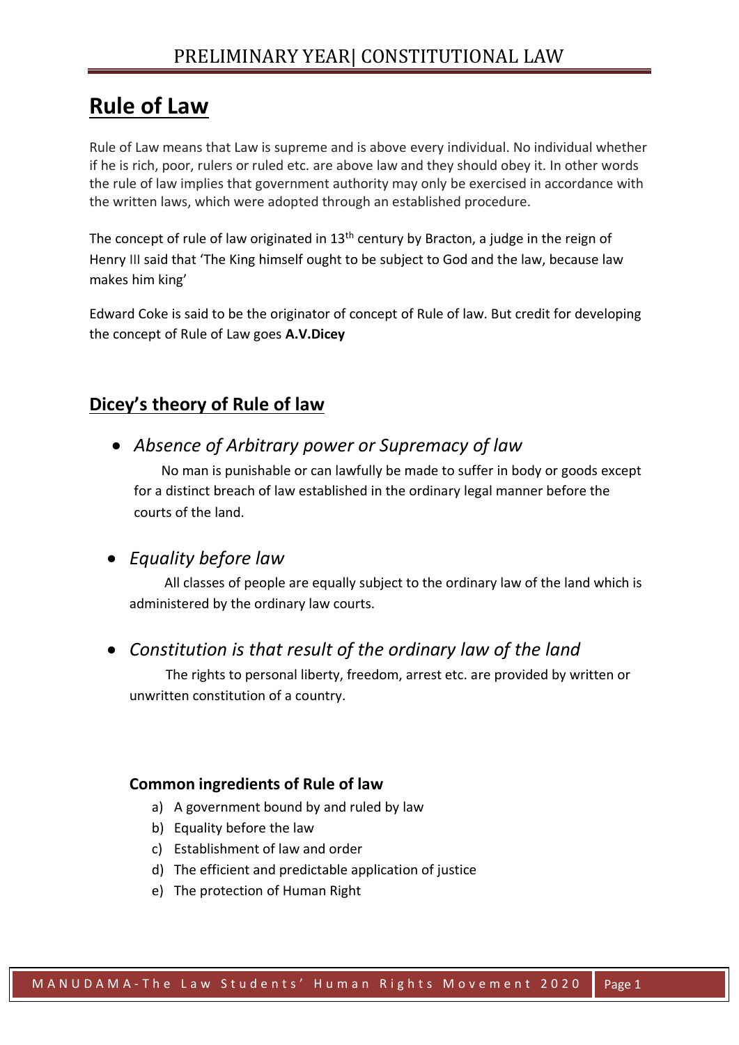# Rule of Law

Rule of Law means that Law is supreme and is above every individual. No individual whether if he is rich, poor, rulers or ruled etc. are above law and they should obey it. In other words the rule of law implies that government authority may only be exercised in accordance with the written laws, which were adopted through an established procedure.

The concept of rule of law originated in 13th century by Bracton, a judge in the reign of Henry III said that 'The King himself ought to be subject to God and the law, because law makes him king'

Edward Coke is said to be the originator of concept of Rule of law. But credit for developing the concept of Rule of Law goes **A.V.Dicey**

## Dicey's theory of Rule of law

- *Absence of Arbitrary power or Supremacy of law*

  No man is punishable or can lawfully be made to suffer in body or goods except for a distinct breach of law established in the ordinary legal manner before the courts of the land.

- *Equality before law*

  All classes of people are equally subject to the ordinary law of the land which is administered by the ordinary law courts.

- *Constitution is that result of the ordinary law of the land*

  The rights to personal liberty, freedom, arrest etc. are provided by written or unwritten constitution of a country.

### Common ingredients of Rule of law

a) A government bound by and ruled by law
b) Equality before the law
c) Establishment of law and order
d) The efficient and predictable application of justice
e) The protection of Human Right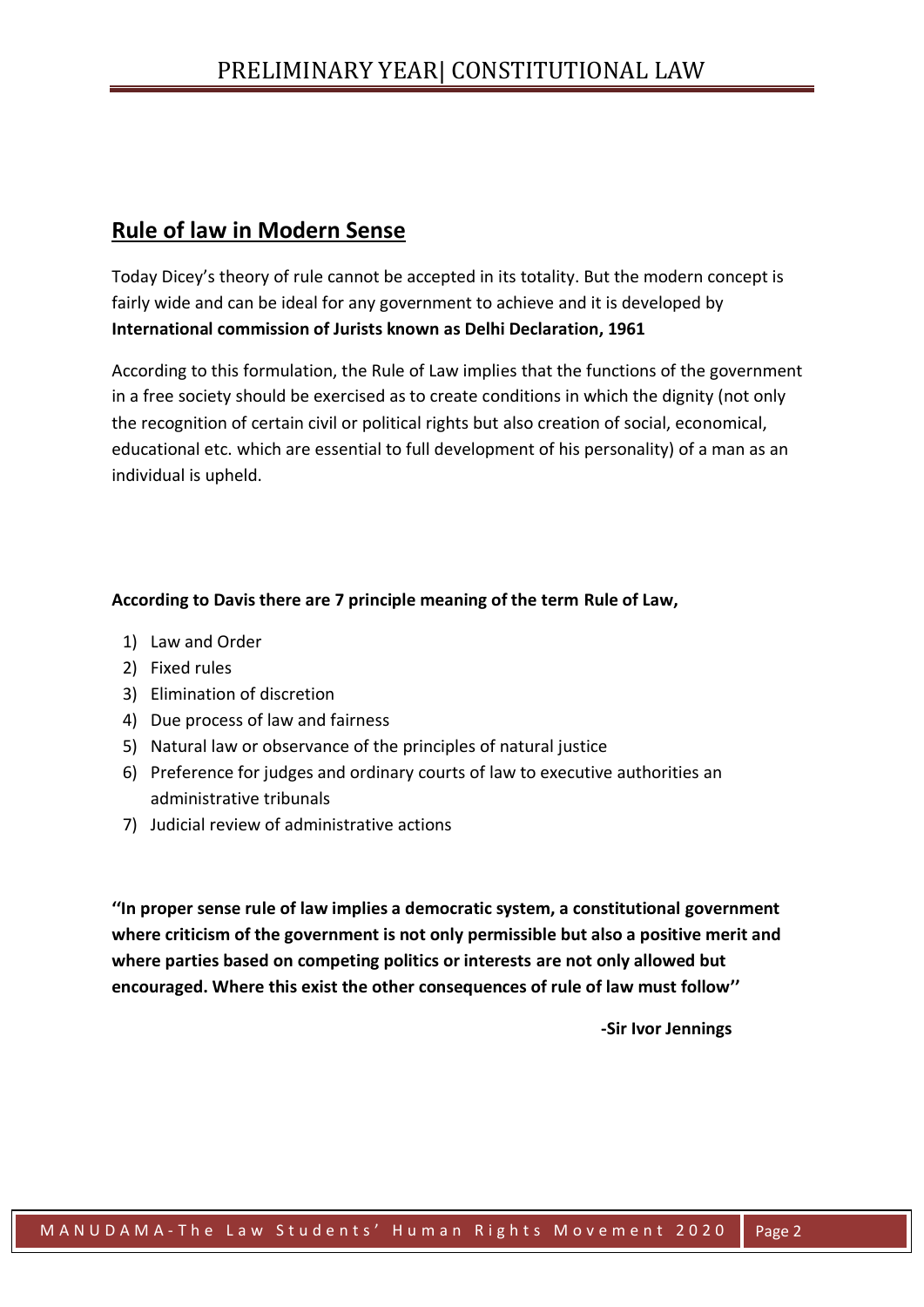## Rule of law in Modern Sense

Today Dicey's theory of rule cannot be accepted in its totality. But the modern concept is fairly wide and can be ideal for any government to achieve and it is developed by **International commission of Jurists known as Delhi Declaration, 1961**

According to this formulation, the Rule of Law implies that the functions of the government in a free society should be exercised as to create conditions in which the dignity (not only the recognition of certain civil or political rights but also creation of social, economical, educational etc. which are essential to full development of his personality) of a man as an individual is upheld.

**According to Davis there are 7 principle meaning of the term Rule of Law,**

1) Law and Order
2) Fixed rules
3) Elimination of discretion
4) Due process of law and fairness
5) Natural law or observance of the principles of natural justice
6) Preference for judges and ordinary courts of law to executive authorities an administrative tribunals
7) Judicial review of administrative actions

**''In proper sense rule of law implies a democratic system, a constitutional government where criticism of the government is not only permissible but also a positive merit and where parties based on competing politics or interests are not only allowed but encouraged. Where this exist the other consequences of rule of law must follow''**

**-Sir Ivor Jennings**